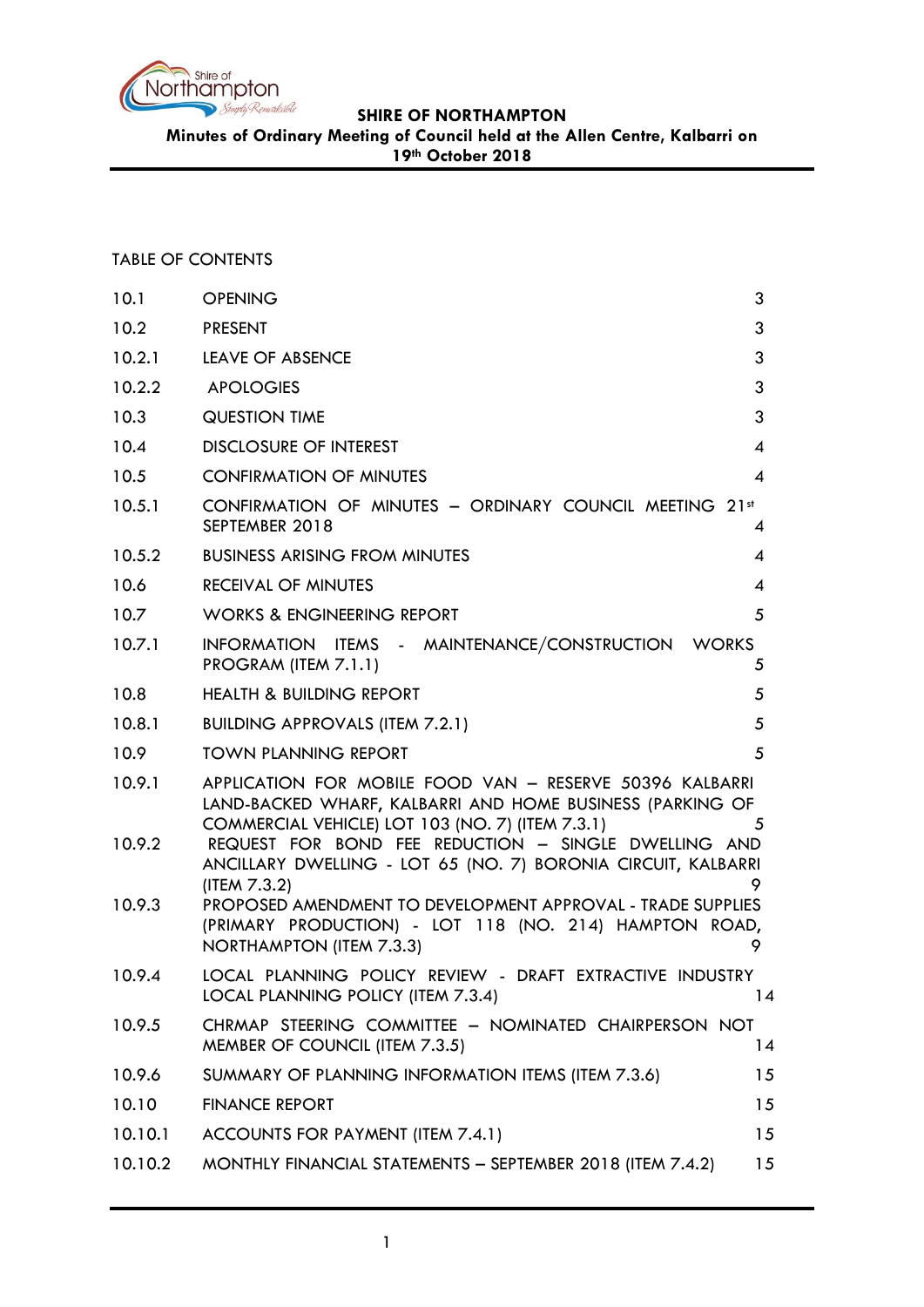**SHIRE OF NORTHAMPTON**

**Minutes of Ordinary Meeting of Council held at the Allen Centre, Kalbarri on 19th October 2018**

TABLE OF CONTENTS

| | | |
|---|---|---|
| 10.1 | OPENING | 3 |
| 10.2 | PRESENT | 3 |
| 10.2.1 | LEAVE OF ABSENCE | 3 |
| 10.2.2 | APOLOGIES | 3 |
| 10.3 | QUESTION TIME | 3 |
| 10.4 | DISCLOSURE OF INTEREST | 4 |
| 10.5 | CONFIRMATION OF MINUTES | 4 |
| 10.5.1 | CONFIRMATION OF MINUTES – ORDINARY COUNCIL MEETING 21st SEPTEMBER 2018 | 4 |
| 10.5.2 | BUSINESS ARISING FROM MINUTES | 4 |
| 10.6 | RECEIVAL OF MINUTES | 4 |
| 10.7 | WORKS & ENGINEERING REPORT | 5 |
| 10.7.1 | INFORMATION ITEMS - MAINTENANCE/CONSTRUCTION WORKS PROGRAM (ITEM 7.1.1) | 5 |
| 10.8 | HEALTH & BUILDING REPORT | 5 |
| 10.8.1 | BUILDING APPROVALS (ITEM 7.2.1) | 5 |
| 10.9 | TOWN PLANNING REPORT | 5 |
| 10.9.1 | APPLICATION FOR MOBILE FOOD VAN – RESERVE 50396 KALBARRI LAND-BACKED WHARF, KALBARRI AND HOME BUSINESS (PARKING OF COMMERCIAL VEHICLE) LOT 103 (NO. 7) (ITEM 7.3.1) | 5 |
| 10.9.2 | REQUEST FOR BOND FEE REDUCTION – SINGLE DWELLING AND ANCILLARY DWELLING - LOT 65 (NO. 7) BORONIA CIRCUIT, KALBARRI (ITEM 7.3.2) | 9 |
| 10.9.3 | PROPOSED AMENDMENT TO DEVELOPMENT APPROVAL - TRADE SUPPLIES (PRIMARY PRODUCTION) - LOT 118 (NO. 214) HAMPTON ROAD, NORTHAMPTON (ITEM 7.3.3) | 9 |
| 10.9.4 | LOCAL PLANNING POLICY REVIEW - DRAFT EXTRACTIVE INDUSTRY LOCAL PLANNING POLICY (ITEM 7.3.4) | 14 |
| 10.9.5 | CHRMAP STEERING COMMITTEE – NOMINATED CHAIRPERSON NOT MEMBER OF COUNCIL (ITEM 7.3.5) | 14 |
| 10.9.6 | SUMMARY OF PLANNING INFORMATION ITEMS (ITEM 7.3.6) | 15 |
| 10.10 | FINANCE REPORT | 15 |
| 10.10.1 | ACCOUNTS FOR PAYMENT (ITEM 7.4.1) | 15 |
| 10.10.2 | MONTHLY FINANCIAL STATEMENTS – SEPTEMBER 2018 (ITEM 7.4.2) | 15 |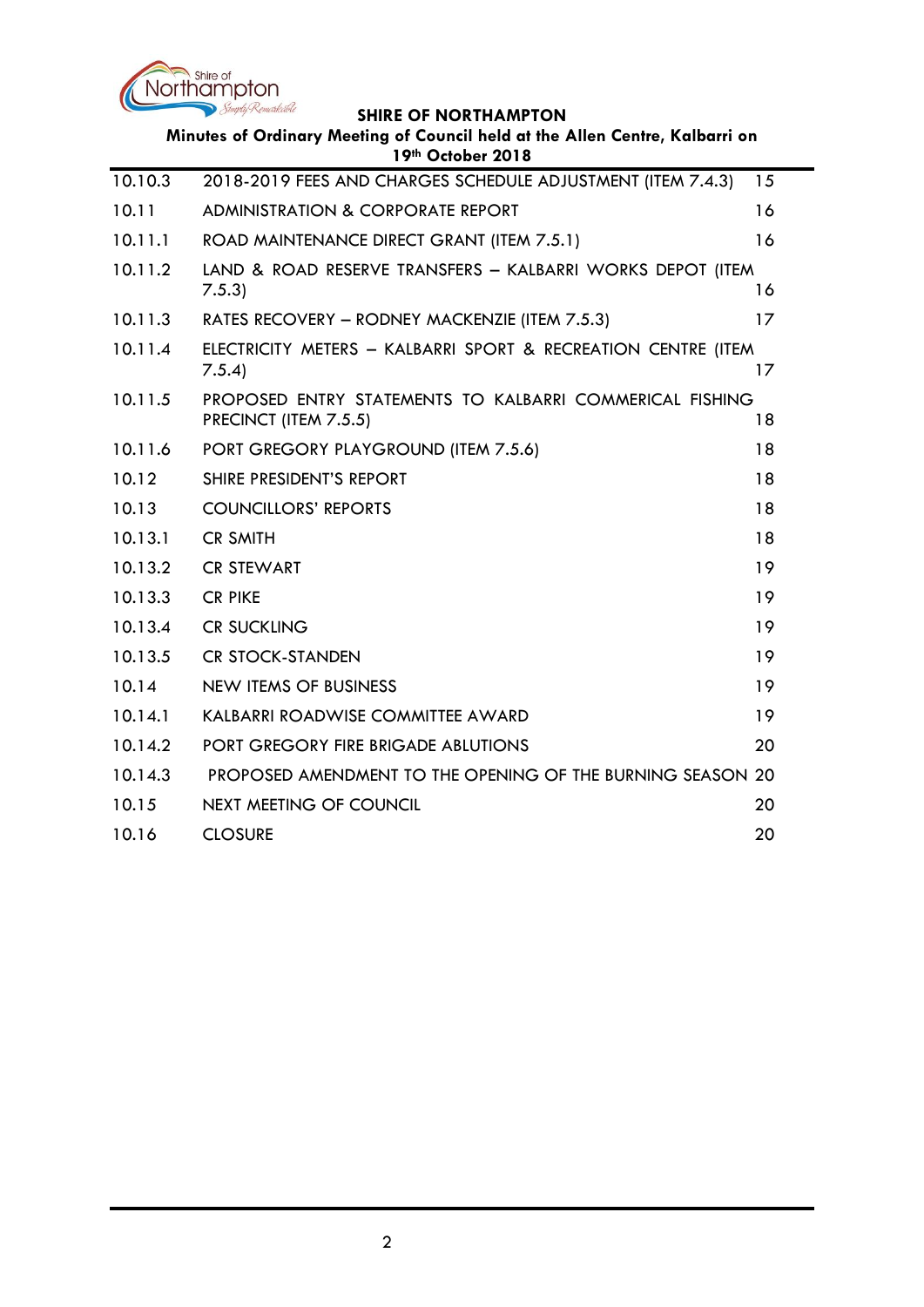| | | |
|---|---|---|
| 10.10.3 | 2018-2019 FEES AND CHARGES SCHEDULE ADJUSTMENT (ITEM 7.4.3) | 15 |
| 10.11 | ADMINISTRATION & CORPORATE REPORT | 16 |
| 10.11.1 | ROAD MAINTENANCE DIRECT GRANT (ITEM 7.5.1) | 16 |
| 10.11.2 | LAND & ROAD RESERVE TRANSFERS – KALBARRI WORKS DEPOT (ITEM 7.5.3) | 16 |
| 10.11.3 | RATES RECOVERY – RODNEY MACKENZIE (ITEM 7.5.3) | 17 |
| 10.11.4 | ELECTRICITY METERS – KALBARRI SPORT & RECREATION CENTRE (ITEM 7.5.4) | 17 |
| 10.11.5 | PROPOSED ENTRY STATEMENTS TO KALBARRI COMMERICAL FISHING PRECINCT (ITEM 7.5.5) | 18 |
| 10.11.6 | PORT GREGORY PLAYGROUND (ITEM 7.5.6) | 18 |
| 10.12 | SHIRE PRESIDENT'S REPORT | 18 |
| 10.13 | COUNCILLORS' REPORTS | 18 |
| 10.13.1 | CR SMITH | 18 |
| 10.13.2 | CR STEWART | 19 |
| 10.13.3 | CR PIKE | 19 |
| 10.13.4 | CR SUCKLING | 19 |
| 10.13.5 | CR STOCK-STANDEN | 19 |
| 10.14 | NEW ITEMS OF BUSINESS | 19 |
| 10.14.1 | KALBARRI ROADWISE COMMITTEE AWARD | 19 |
| 10.14.2 | PORT GREGORY FIRE BRIGADE ABLUTIONS | 20 |
| 10.14.3 | PROPOSED AMENDMENT TO THE OPENING OF THE BURNING SEASON | 20 |
| 10.15 | NEXT MEETING OF COUNCIL | 20 |
| 10.16 | CLOSURE | 20 |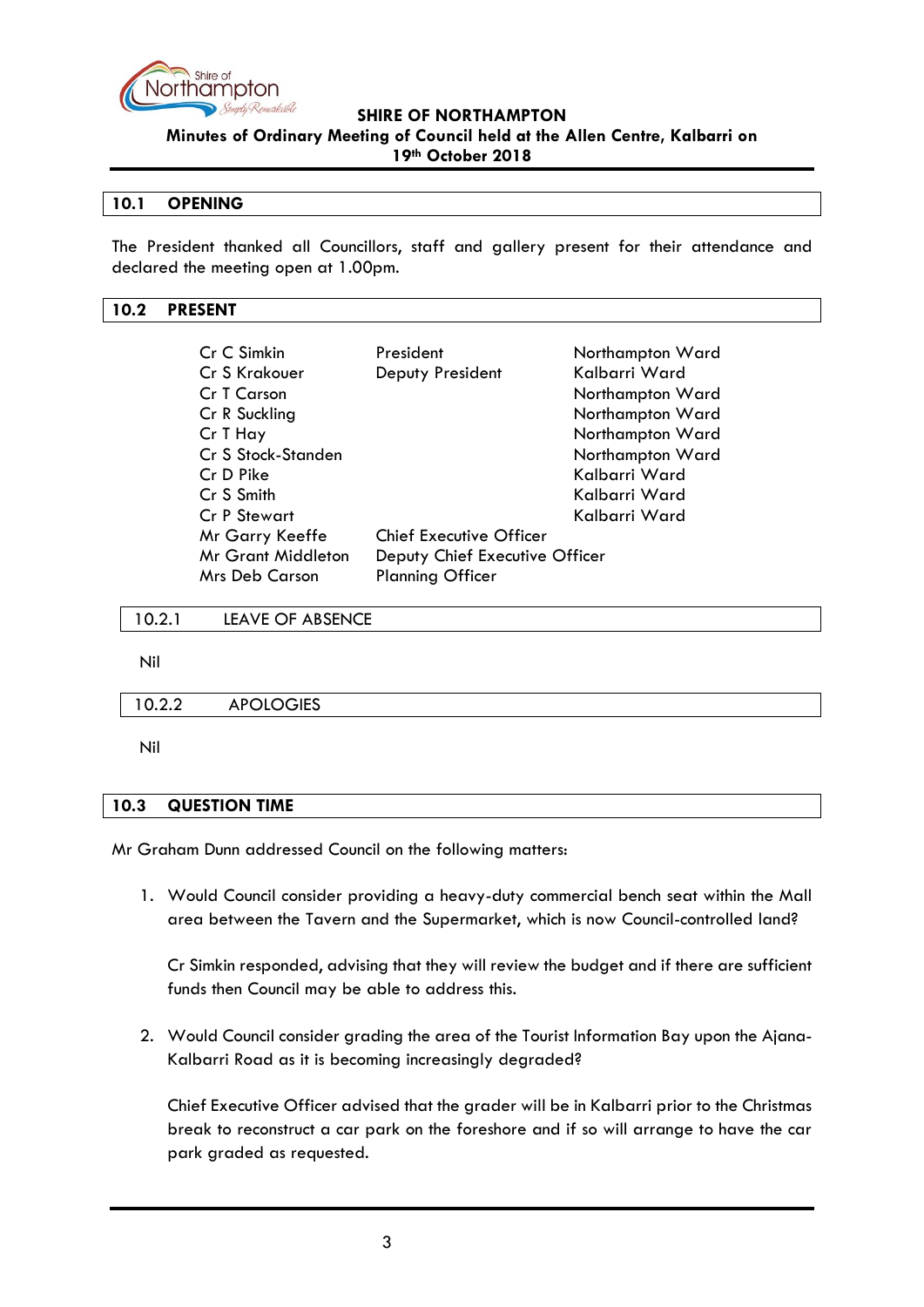## 10.1 OPENING

The President thanked all Councillors, staff and gallery present for their attendance and declared the meeting open at 1.00pm.

## 10.2 PRESENT

| | | |
|---|---|---|
| Cr C Simkin | President | Northampton Ward |
| Cr S Krakouer | Deputy President | Kalbarri Ward |
| Cr T Carson | | Northampton Ward |
| Cr R Suckling | | Northampton Ward |
| Cr T Hay | | Northampton Ward |
| Cr S Stock-Standen | | Northampton Ward |
| Cr D Pike | | Kalbarri Ward |
| Cr S Smith | | Kalbarri Ward |
| Cr P Stewart | | Kalbarri Ward |
| Mr Garry Keeffe | Chief Executive Officer | |
| Mr Grant Middleton | Deputy Chief Executive Officer | |
| Mrs Deb Carson | Planning Officer | |

### 10.2.1 LEAVE OF ABSENCE

Nil

### 10.2.2 APOLOGIES

Nil

## 10.3 QUESTION TIME

Mr Graham Dunn addressed Council on the following matters:

1. Would Council consider providing a heavy-duty commercial bench seat within the Mall area between the Tavern and the Supermarket, which is now Council-controlled land?

   Cr Simkin responded, advising that they will review the budget and if there are sufficient funds then Council may be able to address this.

2. Would Council consider grading the area of the Tourist Information Bay upon the Ajana-Kalbarri Road as it is becoming increasingly degraded?

   Chief Executive Officer advised that the grader will be in Kalbarri prior to the Christmas break to reconstruct a car park on the foreshore and if so will arrange to have the car park graded as requested.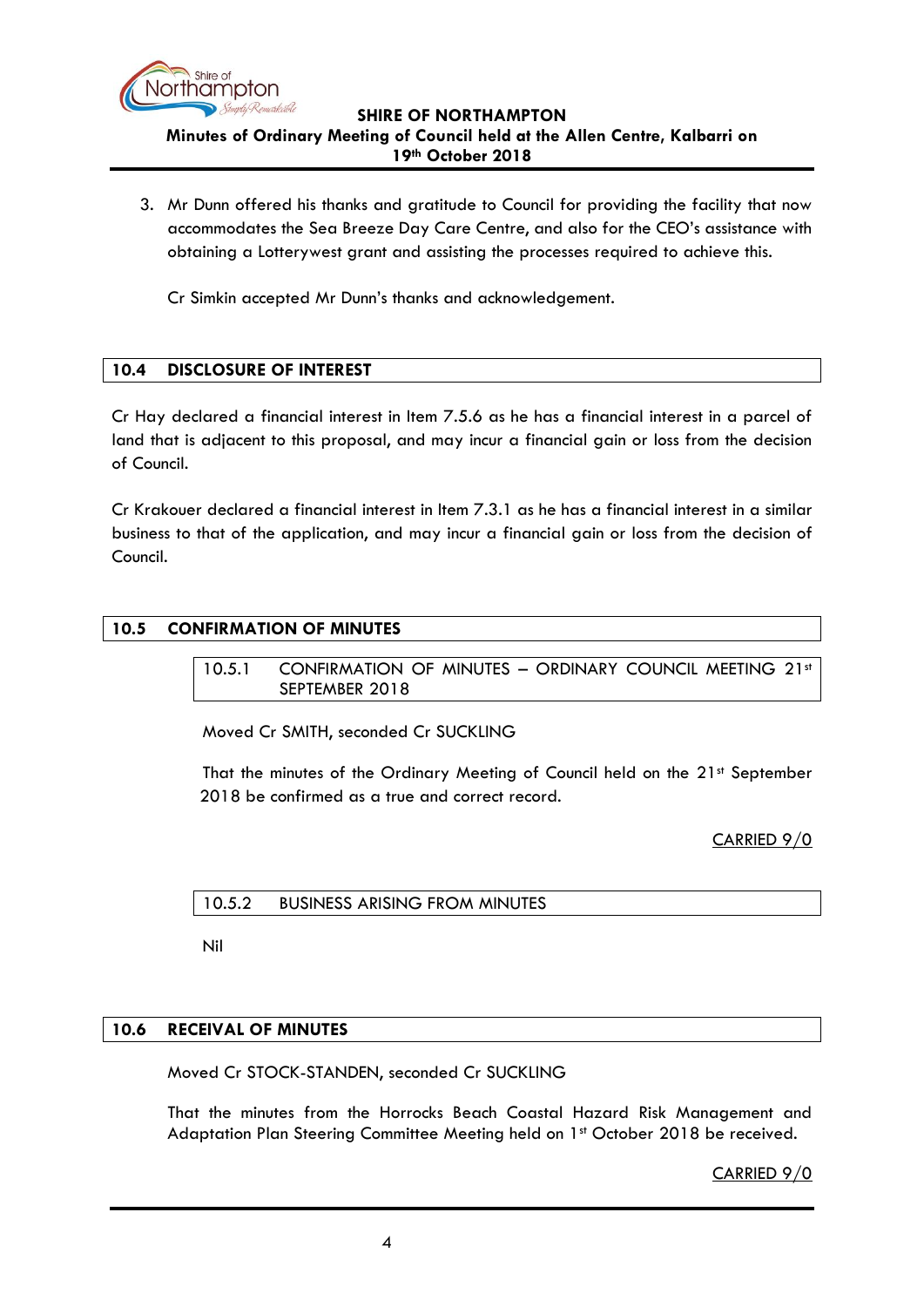3. Mr Dunn offered his thanks and gratitude to Council for providing the facility that now accommodates the Sea Breeze Day Care Centre, and also for the CEO's assistance with obtaining a Lotterywest grant and assisting the processes required to achieve this.

   Cr Simkin accepted Mr Dunn's thanks and acknowledgement.

## 10.4 DISCLOSURE OF INTEREST

Cr Hay declared a financial interest in Item 7.5.6 as he has a financial interest in a parcel of land that is adjacent to this proposal, and may incur a financial gain or loss from the decision of Council.

Cr Krakouer declared a financial interest in Item 7.3.1 as he has a financial interest in a similar business to that of the application, and may incur a financial gain or loss from the decision of Council.

## 10.5 CONFIRMATION OF MINUTES

### 10.5.1 CONFIRMATION OF MINUTES – ORDINARY COUNCIL MEETING 21st SEPTEMBER 2018

Moved Cr SMITH, seconded Cr SUCKLING

That the minutes of the Ordinary Meeting of Council held on the 21st September 2018 be confirmed as a true and correct record.

CARRIED 9/0

### 10.5.2 BUSINESS ARISING FROM MINUTES

Nil

## 10.6 RECEIVAL OF MINUTES

Moved Cr STOCK-STANDEN, seconded Cr SUCKLING

That the minutes from the Horrocks Beach Coastal Hazard Risk Management and Adaptation Plan Steering Committee Meeting held on 1st October 2018 be received.

CARRIED 9/0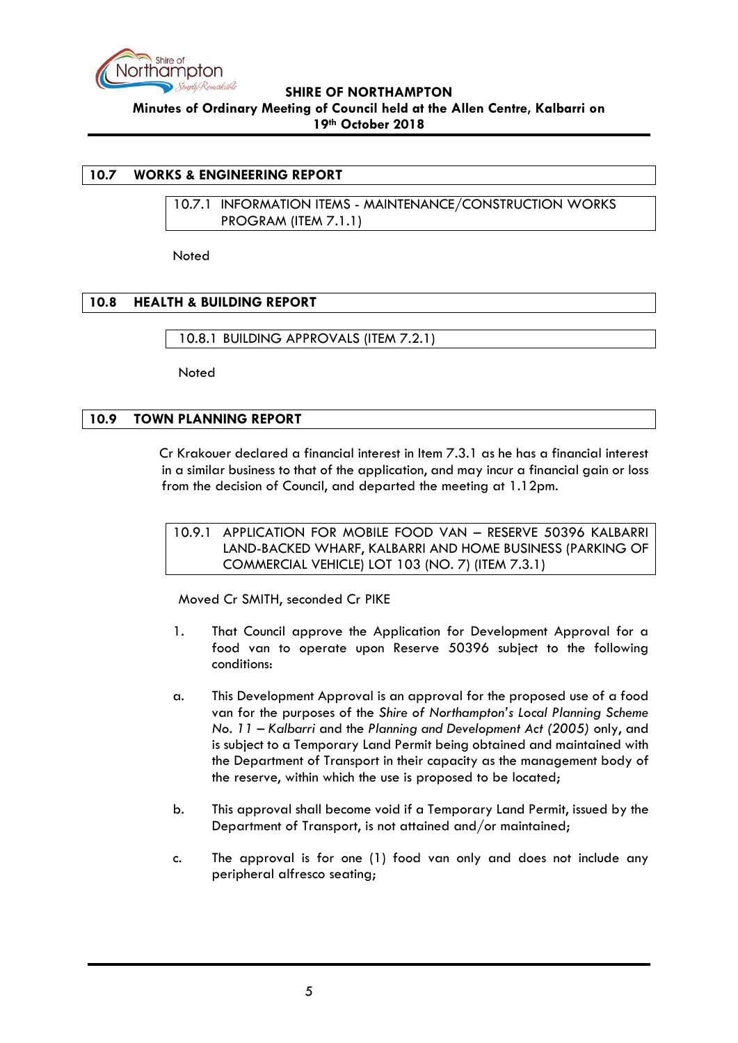## 10.7 WORKS & ENGINEERING REPORT

### 10.7.1 INFORMATION ITEMS - MAINTENANCE/CONSTRUCTION WORKS PROGRAM (ITEM 7.1.1)

Noted

## 10.8 HEALTH & BUILDING REPORT

### 10.8.1 BUILDING APPROVALS (ITEM 7.2.1)

Noted

## 10.9 TOWN PLANNING REPORT

Cr Krakouer declared a financial interest in Item 7.3.1 as he has a financial interest in a similar business to that of the application, and may incur a financial gain or loss from the decision of Council, and departed the meeting at 1.12pm.

### 10.9.1 APPLICATION FOR MOBILE FOOD VAN – RESERVE 50396 KALBARRI LAND-BACKED WHARF, KALBARRI AND HOME BUSINESS (PARKING OF COMMERCIAL VEHICLE) LOT 103 (NO. 7) (ITEM 7.3.1)

Moved Cr SMITH, seconded Cr PIKE

1. That Council approve the Application for Development Approval for a food van to operate upon Reserve 50396 subject to the following conditions:

a. This Development Approval is an approval for the proposed use of a food van for the purposes of the *Shire of Northampton's Local Planning Scheme No. 11 – Kalbarri* and the *Planning and Development Act (2005)* only, and is subject to a Temporary Land Permit being obtained and maintained with the Department of Transport in their capacity as the management body of the reserve, within which the use is proposed to be located;

b. This approval shall become void if a Temporary Land Permit, issued by the Department of Transport, is not attained and/or maintained;

c. The approval is for one (1) food van only and does not include any peripheral alfresco seating;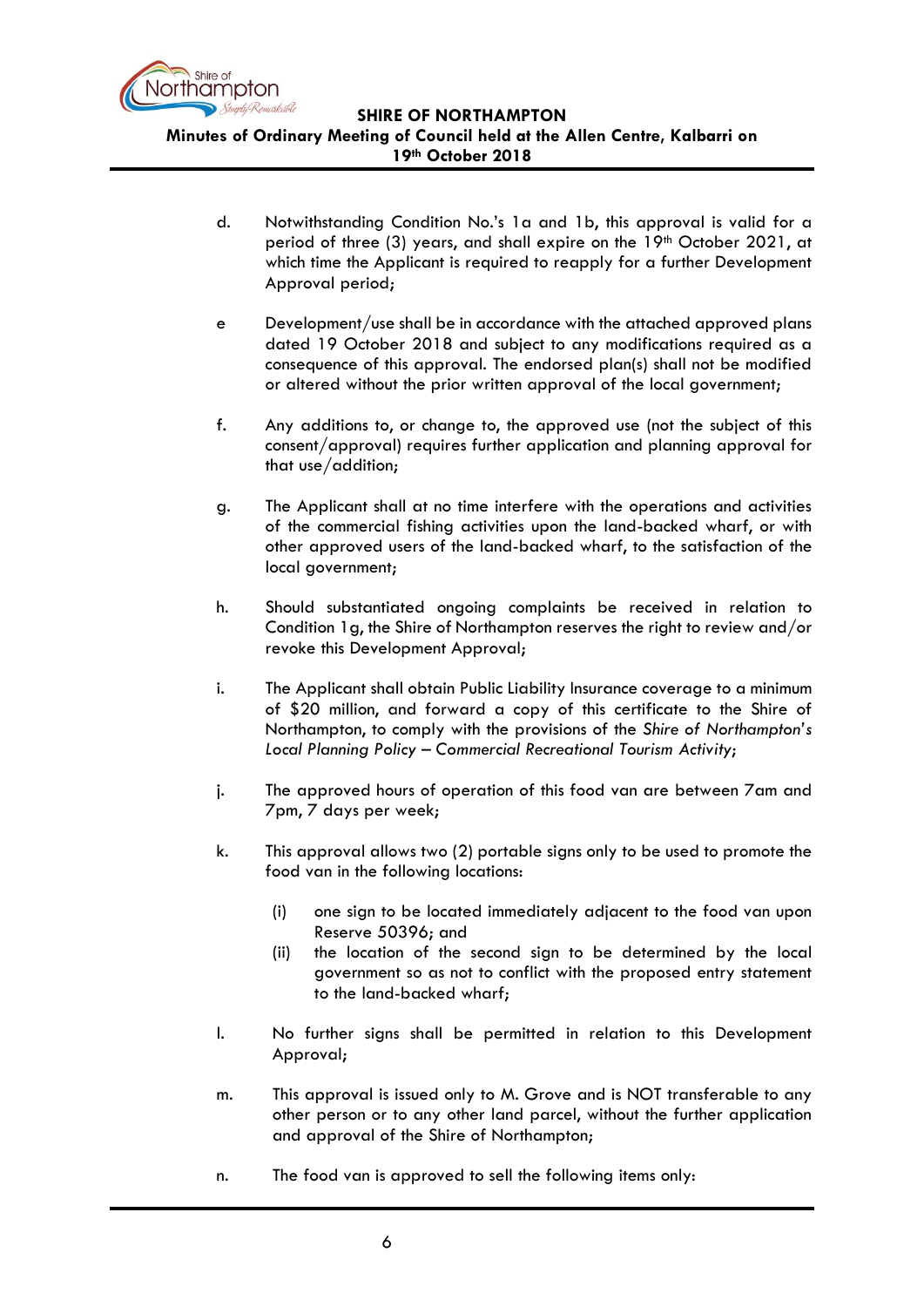d. Notwithstanding Condition No.'s 1a and 1b, this approval is valid for a period of three (3) years, and shall expire on the 19th October 2021, at which time the Applicant is required to reapply for a further Development Approval period;

e Development/use shall be in accordance with the attached approved plans dated 19 October 2018 and subject to any modifications required as a consequence of this approval. The endorsed plan(s) shall not be modified or altered without the prior written approval of the local government;

f. Any additions to, or change to, the approved use (not the subject of this consent/approval) requires further application and planning approval for that use/addition;

g. The Applicant shall at no time interfere with the operations and activities of the commercial fishing activities upon the land-backed wharf, or with other approved users of the land-backed wharf, to the satisfaction of the local government;

h. Should substantiated ongoing complaints be received in relation to Condition 1g, the Shire of Northampton reserves the right to review and/or revoke this Development Approval;

i. The Applicant shall obtain Public Liability Insurance coverage to a minimum of $20 million, and forward a copy of this certificate to the Shire of Northampton, to comply with the provisions of the *Shire of Northampton's Local Planning Policy – Commercial Recreational Tourism Activity*;

j. The approved hours of operation of this food van are between 7am and 7pm, 7 days per week;

k. This approval allows two (2) portable signs only to be used to promote the food van in the following locations:

   (i) one sign to be located immediately adjacent to the food van upon Reserve 50396; and
   (ii) the location of the second sign to be determined by the local government so as not to conflict with the proposed entry statement to the land-backed wharf;

l. No further signs shall be permitted in relation to this Development Approval;

m. This approval is issued only to M. Grove and is NOT transferable to any other person or to any other land parcel, without the further application and approval of the Shire of Northampton;

n. The food van is approved to sell the following items only: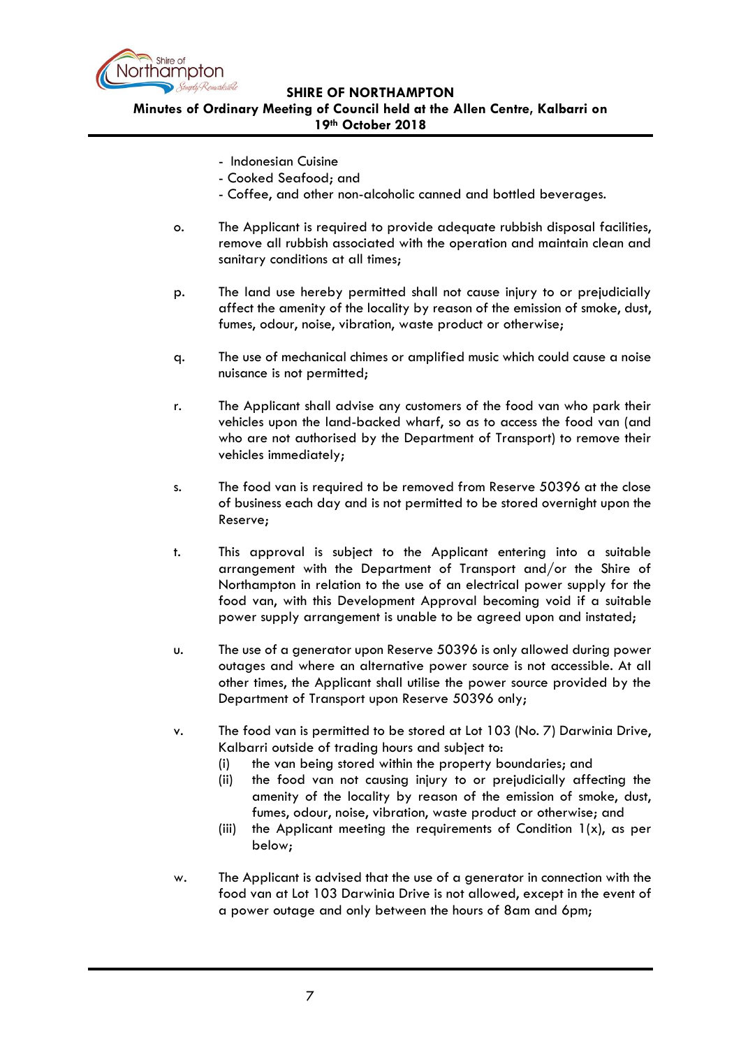- Indonesian Cuisine
- Cooked Seafood; and
- Coffee, and other non-alcoholic canned and bottled beverages.

o. The Applicant is required to provide adequate rubbish disposal facilities, remove all rubbish associated with the operation and maintain clean and sanitary conditions at all times;

p. The land use hereby permitted shall not cause injury to or prejudicially affect the amenity of the locality by reason of the emission of smoke, dust, fumes, odour, noise, vibration, waste product or otherwise;

q. The use of mechanical chimes or amplified music which could cause a noise nuisance is not permitted;

r. The Applicant shall advise any customers of the food van who park their vehicles upon the land-backed wharf, so as to access the food van (and who are not authorised by the Department of Transport) to remove their vehicles immediately;

s. The food van is required to be removed from Reserve 50396 at the close of business each day and is not permitted to be stored overnight upon the Reserve;

t. This approval is subject to the Applicant entering into a suitable arrangement with the Department of Transport and/or the Shire of Northampton in relation to the use of an electrical power supply for the food van, with this Development Approval becoming void if a suitable power supply arrangement is unable to be agreed upon and instated;

u. The use of a generator upon Reserve 50396 is only allowed during power outages and where an alternative power source is not accessible. At all other times, the Applicant shall utilise the power source provided by the Department of Transport upon Reserve 50396 only;

v. The food van is permitted to be stored at Lot 103 (No. 7) Darwinia Drive, Kalbarri outside of trading hours and subject to:
   (i) the van being stored within the property boundaries; and
   (ii) the food van not causing injury to or prejudicially affecting the amenity of the locality by reason of the emission of smoke, dust, fumes, odour, noise, vibration, waste product or otherwise; and
   (iii) the Applicant meeting the requirements of Condition 1(x), as per below;

w. The Applicant is advised that the use of a generator in connection with the food van at Lot 103 Darwinia Drive is not allowed, except in the event of a power outage and only between the hours of 8am and 6pm;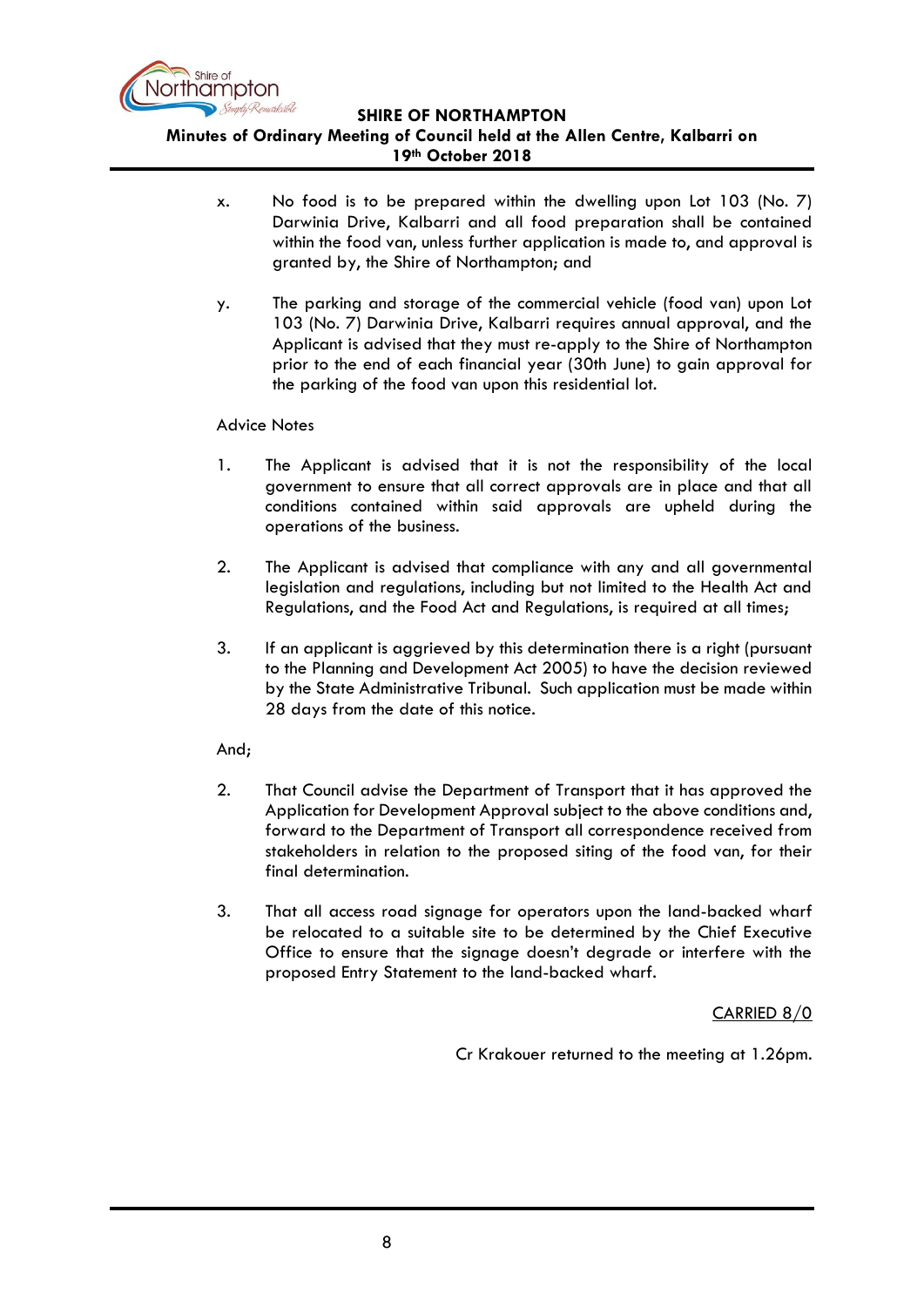x. No food is to be prepared within the dwelling upon Lot 103 (No. 7) Darwinia Drive, Kalbarri and all food preparation shall be contained within the food van, unless further application is made to, and approval is granted by, the Shire of Northampton; and

y. The parking and storage of the commercial vehicle (food van) upon Lot 103 (No. 7) Darwinia Drive, Kalbarri requires annual approval, and the Applicant is advised that they must re-apply to the Shire of Northampton prior to the end of each financial year (30th June) to gain approval for the parking of the food van upon this residential lot.

Advice Notes

1. The Applicant is advised that it is not the responsibility of the local government to ensure that all correct approvals are in place and that all conditions contained within said approvals are upheld during the operations of the business.

2. The Applicant is advised that compliance with any and all governmental legislation and regulations, including but not limited to the Health Act and Regulations, and the Food Act and Regulations, is required at all times;

3. If an applicant is aggrieved by this determination there is a right (pursuant to the Planning and Development Act 2005) to have the decision reviewed by the State Administrative Tribunal. Such application must be made within 28 days from the date of this notice.

And;

2. That Council advise the Department of Transport that it has approved the Application for Development Approval subject to the above conditions and, forward to the Department of Transport all correspondence received from stakeholders in relation to the proposed siting of the food van, for their final determination.

3. That all access road signage for operators upon the land-backed wharf be relocated to a suitable site to be determined by the Chief Executive Office to ensure that the signage doesn't degrade or interfere with the proposed Entry Statement to the land-backed wharf.

CARRIED 8/0

Cr Krakouer returned to the meeting at 1.26pm.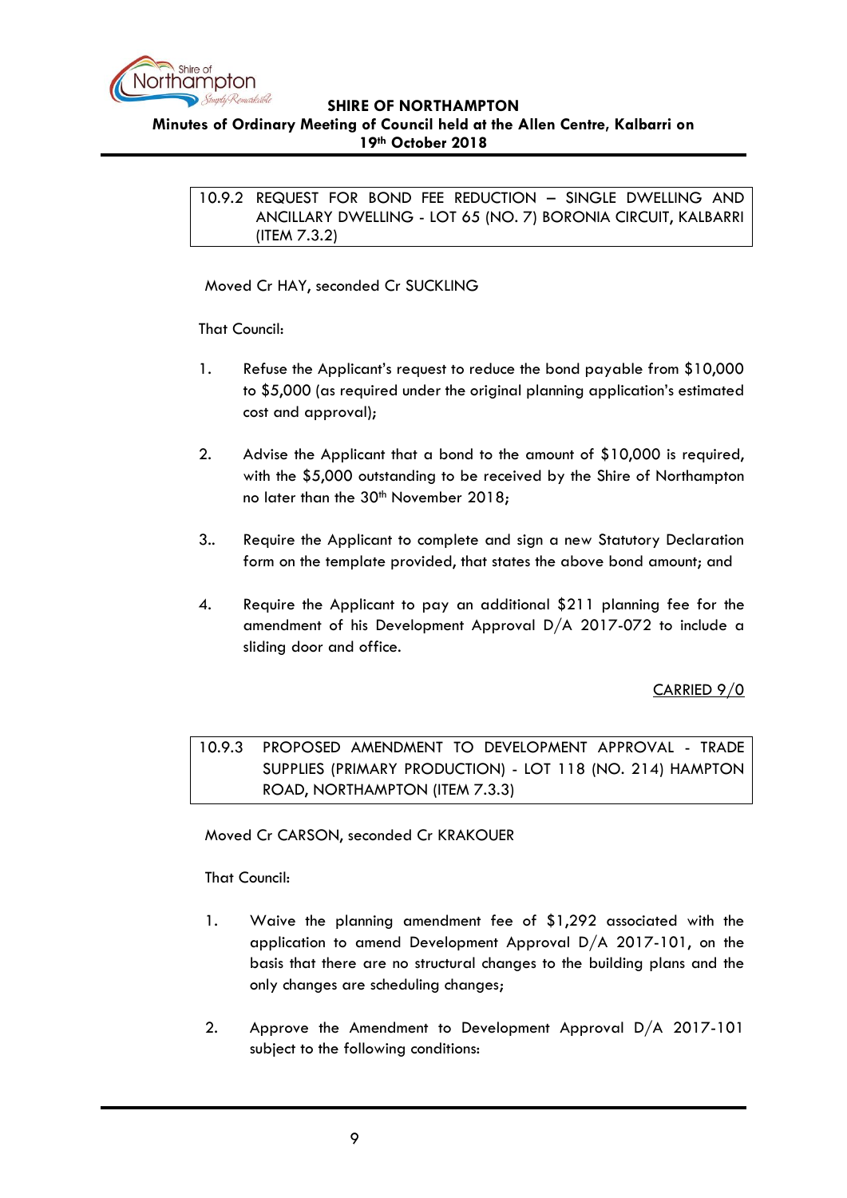### 10.9.2 REQUEST FOR BOND FEE REDUCTION – SINGLE DWELLING AND ANCILLARY DWELLING - LOT 65 (NO. 7) BORONIA CIRCUIT, KALBARRI (ITEM 7.3.2)

Moved Cr HAY, seconded Cr SUCKLING

That Council:

1. Refuse the Applicant's request to reduce the bond payable from $10,000 to $5,000 (as required under the original planning application's estimated cost and approval);

2. Advise the Applicant that a bond to the amount of $10,000 is required, with the $5,000 outstanding to be received by the Shire of Northampton no later than the 30th November 2018;

3.. Require the Applicant to complete and sign a new Statutory Declaration form on the template provided, that states the above bond amount; and

4. Require the Applicant to pay an additional $211 planning fee for the amendment of his Development Approval D/A 2017-072 to include a sliding door and office.

<u>CARRIED 9/0</u>

### 10.9.3 PROPOSED AMENDMENT TO DEVELOPMENT APPROVAL - TRADE SUPPLIES (PRIMARY PRODUCTION) - LOT 118 (NO. 214) HAMPTON ROAD, NORTHAMPTON (ITEM 7.3.3)

Moved Cr CARSON, seconded Cr KRAKOUER

That Council:

1. Waive the planning amendment fee of $1,292 associated with the application to amend Development Approval D/A 2017-101, on the basis that there are no structural changes to the building plans and the only changes are scheduling changes;

2. Approve the Amendment to Development Approval D/A 2017-101 subject to the following conditions: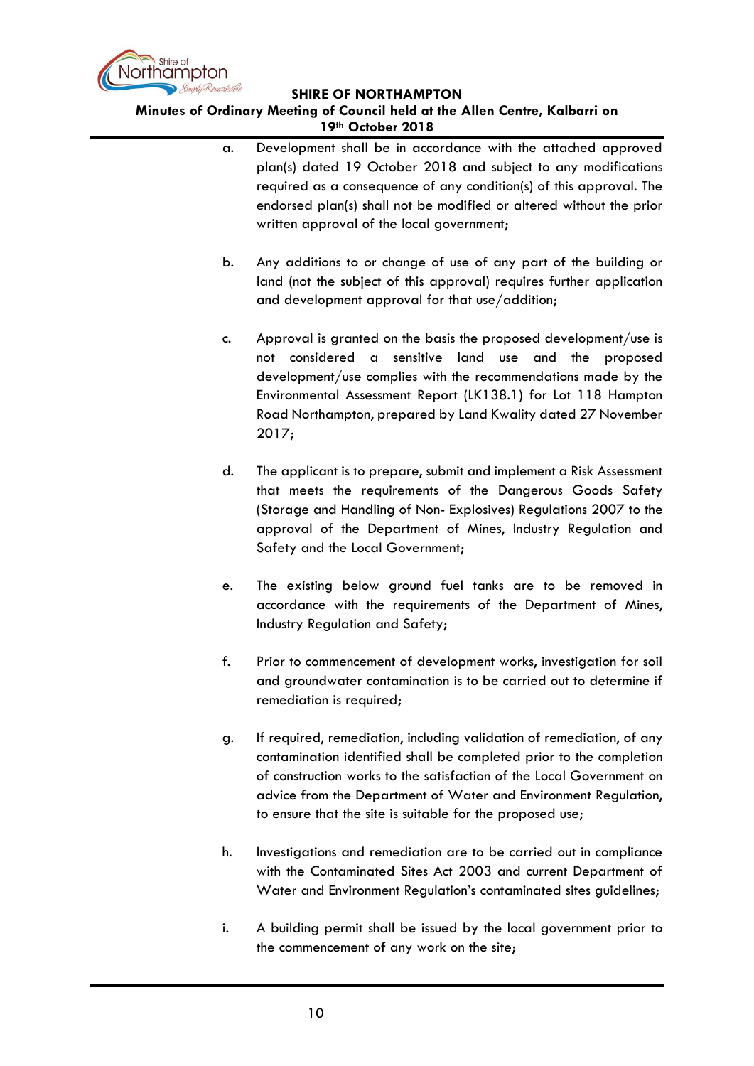a. Development shall be in accordance with the attached approved plan(s) dated 19 October 2018 and subject to any modifications required as a consequence of any condition(s) of this approval. The endorsed plan(s) shall not be modified or altered without the prior written approval of the local government;

b. Any additions to or change of use of any part of the building or land (not the subject of this approval) requires further application and development approval for that use/addition;

c. Approval is granted on the basis the proposed development/use is not considered a sensitive land use and the proposed development/use complies with the recommendations made by the Environmental Assessment Report (LK138.1) for Lot 118 Hampton Road Northampton, prepared by Land Kwality dated 27 November 2017;

d. The applicant is to prepare, submit and implement a Risk Assessment that meets the requirements of the Dangerous Goods Safety (Storage and Handling of Non- Explosives) Regulations 2007 to the approval of the Department of Mines, Industry Regulation and Safety and the Local Government;

e. The existing below ground fuel tanks are to be removed in accordance with the requirements of the Department of Mines, Industry Regulation and Safety;

f. Prior to commencement of development works, investigation for soil and groundwater contamination is to be carried out to determine if remediation is required;

g. If required, remediation, including validation of remediation, of any contamination identified shall be completed prior to the completion of construction works to the satisfaction of the Local Government on advice from the Department of Water and Environment Regulation, to ensure that the site is suitable for the proposed use;

h. Investigations and remediation are to be carried out in compliance with the Contaminated Sites Act 2003 and current Department of Water and Environment Regulation's contaminated sites guidelines;

i. A building permit shall be issued by the local government prior to the commencement of any work on the site;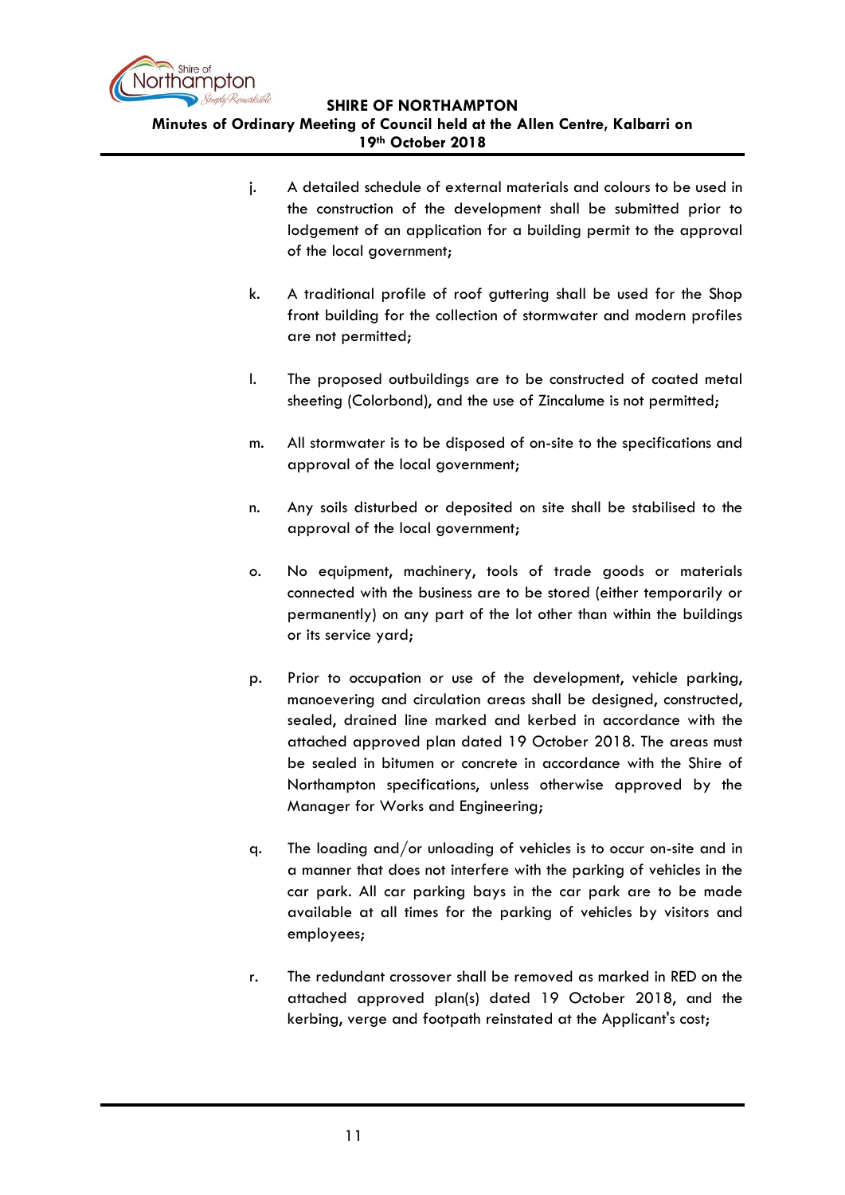j. A detailed schedule of external materials and colours to be used in the construction of the development shall be submitted prior to lodgement of an application for a building permit to the approval of the local government;

k. A traditional profile of roof guttering shall be used for the Shop front building for the collection of stormwater and modern profiles are not permitted;

l. The proposed outbuildings are to be constructed of coated metal sheeting (Colorbond), and the use of Zincalume is not permitted;

m. All stormwater is to be disposed of on-site to the specifications and approval of the local government;

n. Any soils disturbed or deposited on site shall be stabilised to the approval of the local government;

o. No equipment, machinery, tools of trade goods or materials connected with the business are to be stored (either temporarily or permanently) on any part of the lot other than within the buildings or its service yard;

p. Prior to occupation or use of the development, vehicle parking, manoevering and circulation areas shall be designed, constructed, sealed, drained line marked and kerbed in accordance with the attached approved plan dated 19 October 2018. The areas must be sealed in bitumen or concrete in accordance with the Shire of Northampton specifications, unless otherwise approved by the Manager for Works and Engineering;

q. The loading and/or unloading of vehicles is to occur on-site and in a manner that does not interfere with the parking of vehicles in the car park. All car parking bays in the car park are to be made available at all times for the parking of vehicles by visitors and employees;

r. The redundant crossover shall be removed as marked in RED on the attached approved plan(s) dated 19 October 2018, and the kerbing, verge and footpath reinstated at the Applicant's cost;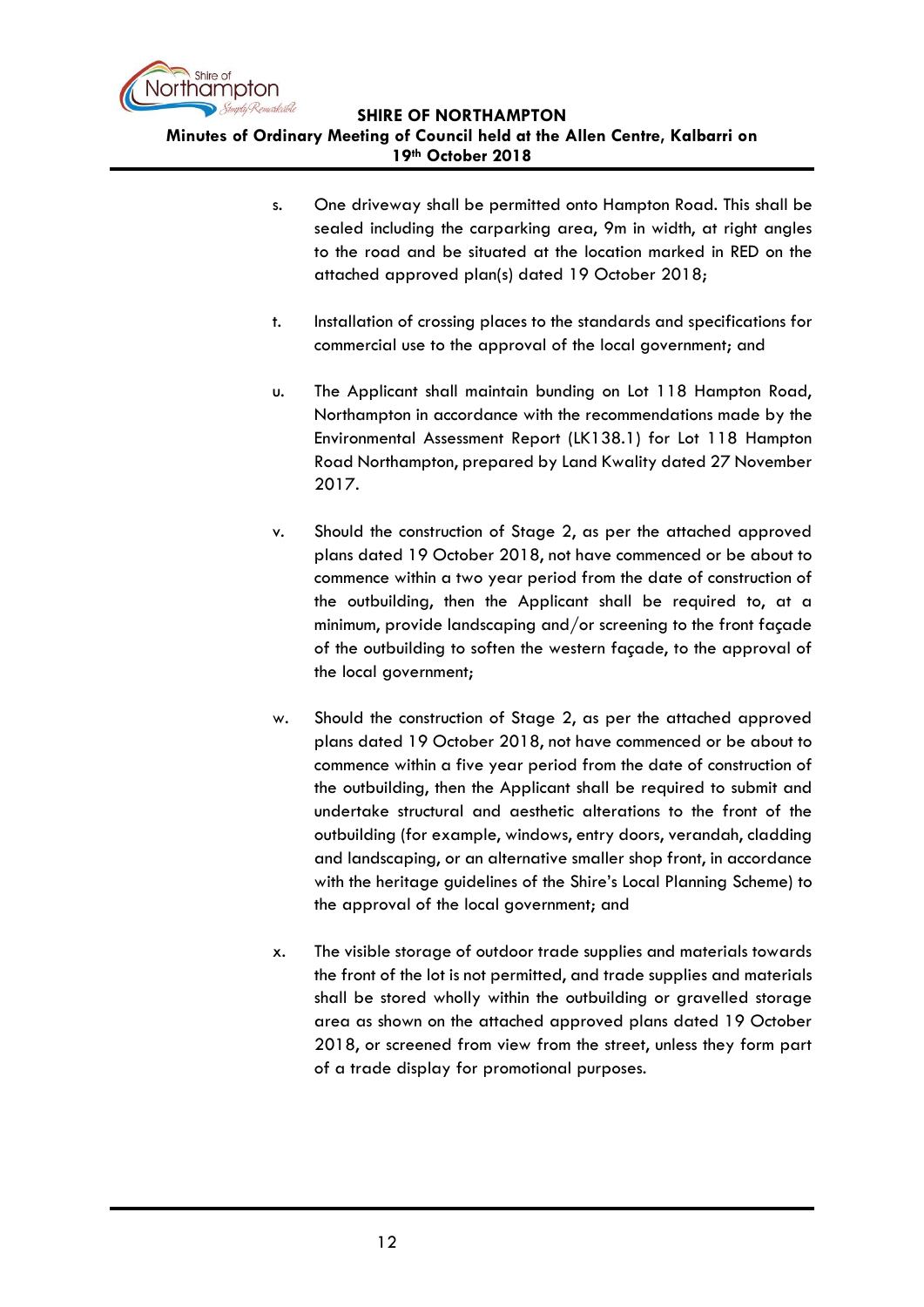s. One driveway shall be permitted onto Hampton Road. This shall be sealed including the carparking area, 9m in width, at right angles to the road and be situated at the location marked in RED on the attached approved plan(s) dated 19 October 2018;

t. Installation of crossing places to the standards and specifications for commercial use to the approval of the local government; and

u. The Applicant shall maintain bunding on Lot 118 Hampton Road, Northampton in accordance with the recommendations made by the Environmental Assessment Report (LK138.1) for Lot 118 Hampton Road Northampton, prepared by Land Kwality dated 27 November 2017.

v. Should the construction of Stage 2, as per the attached approved plans dated 19 October 2018, not have commenced or be about to commence within a two year period from the date of construction of the outbuilding, then the Applicant shall be required to, at a minimum, provide landscaping and/or screening to the front façade of the outbuilding to soften the western façade, to the approval of the local government;

w. Should the construction of Stage 2, as per the attached approved plans dated 19 October 2018, not have commenced or be about to commence within a five year period from the date of construction of the outbuilding, then the Applicant shall be required to submit and undertake structural and aesthetic alterations to the front of the outbuilding (for example, windows, entry doors, verandah, cladding and landscaping, or an alternative smaller shop front, in accordance with the heritage guidelines of the Shire's Local Planning Scheme) to the approval of the local government; and

x. The visible storage of outdoor trade supplies and materials towards the front of the lot is not permitted, and trade supplies and materials shall be stored wholly within the outbuilding or gravelled storage area as shown on the attached approved plans dated 19 October 2018, or screened from view from the street, unless they form part of a trade display for promotional purposes.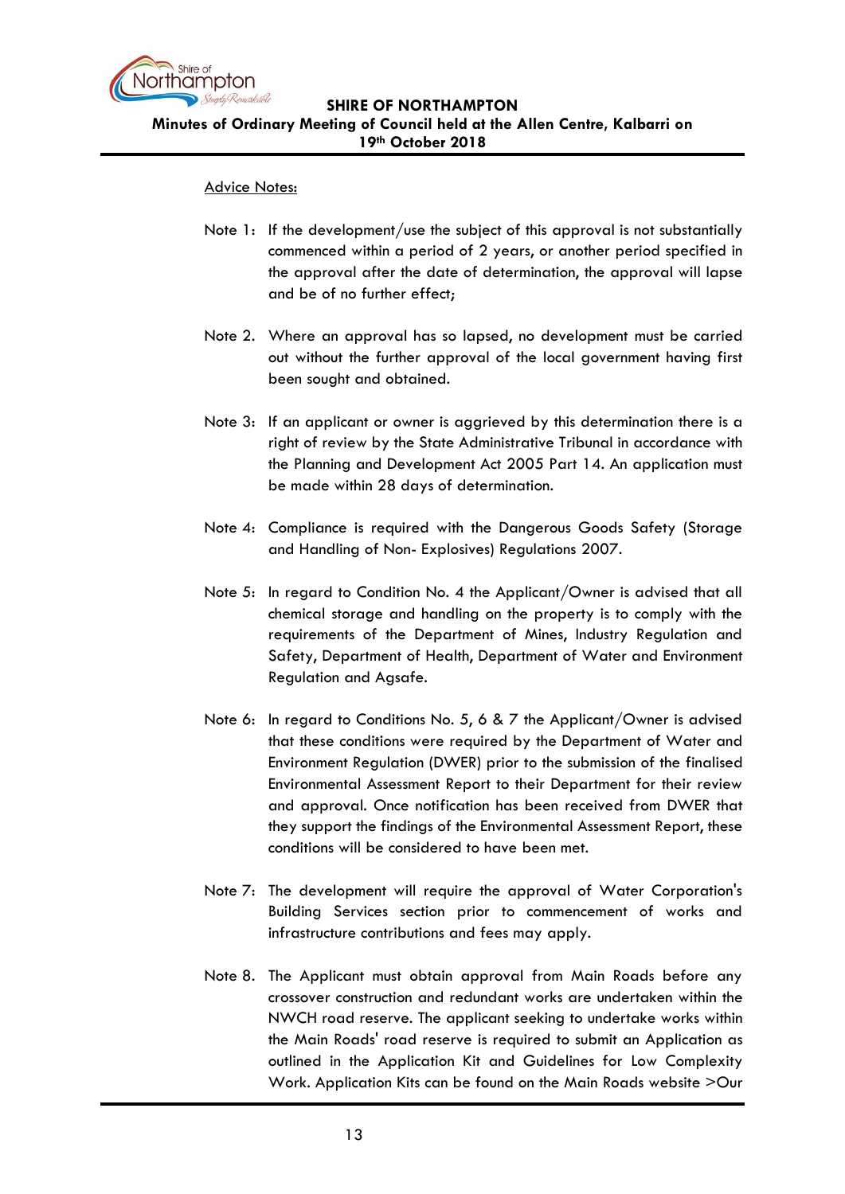Advice Notes:

Note 1: If the development/use the subject of this approval is not substantially commenced within a period of 2 years, or another period specified in the approval after the date of determination, the approval will lapse and be of no further effect;

Note 2. Where an approval has so lapsed, no development must be carried out without the further approval of the local government having first been sought and obtained.

Note 3: If an applicant or owner is aggrieved by this determination there is a right of review by the State Administrative Tribunal in accordance with the Planning and Development Act 2005 Part 14. An application must be made within 28 days of determination.

Note 4: Compliance is required with the Dangerous Goods Safety (Storage and Handling of Non- Explosives) Regulations 2007.

Note 5: In regard to Condition No. 4 the Applicant/Owner is advised that all chemical storage and handling on the property is to comply with the requirements of the Department of Mines, Industry Regulation and Safety, Department of Health, Department of Water and Environment Regulation and Agsafe.

Note 6: In regard to Conditions No. 5, 6 & 7 the Applicant/Owner is advised that these conditions were required by the Department of Water and Environment Regulation (DWER) prior to the submission of the finalised Environmental Assessment Report to their Department for their review and approval. Once notification has been received from DWER that they support the findings of the Environmental Assessment Report, these conditions will be considered to have been met.

Note 7: The development will require the approval of Water Corporation's Building Services section prior to commencement of works and infrastructure contributions and fees may apply.

Note 8. The Applicant must obtain approval from Main Roads before any crossover construction and redundant works are undertaken within the NWCH road reserve. The applicant seeking to undertake works within the Main Roads' road reserve is required to submit an Application as outlined in the Application Kit and Guidelines for Low Complexity Work. Application Kits can be found on the Main Roads website >Our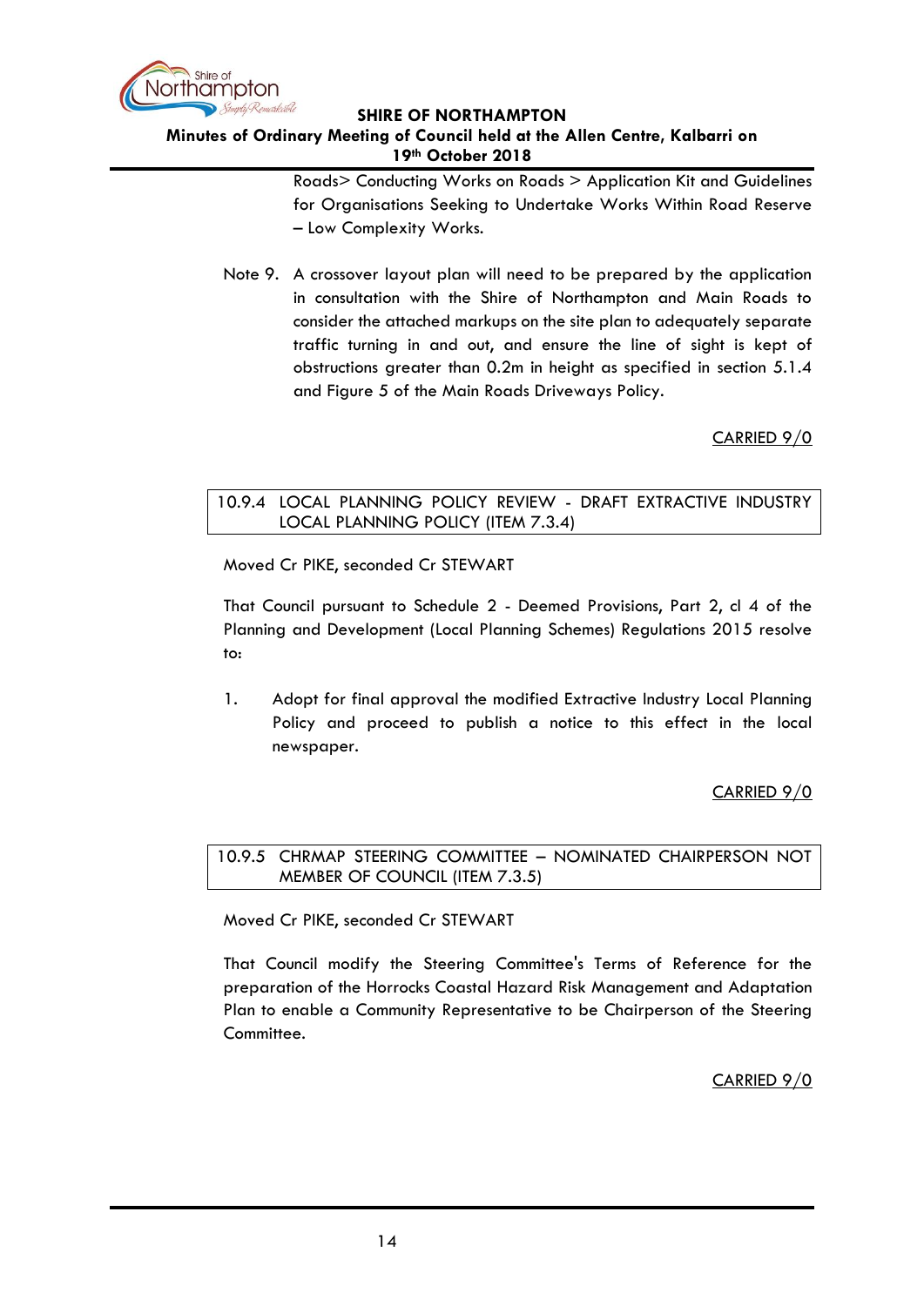Roads> Conducting Works on Roads > Application Kit and Guidelines for Organisations Seeking to Undertake Works Within Road Reserve – Low Complexity Works.

Note 9. A crossover layout plan will need to be prepared by the application in consultation with the Shire of Northampton and Main Roads to consider the attached markups on the site plan to adequately separate traffic turning in and out, and ensure the line of sight is kept of obstructions greater than 0.2m in height as specified in section 5.1.4 and Figure 5 of the Main Roads Driveways Policy.

CARRIED 9/0

### 10.9.4 LOCAL PLANNING POLICY REVIEW - DRAFT EXTRACTIVE INDUSTRY LOCAL PLANNING POLICY (ITEM 7.3.4)

Moved Cr PIKE, seconded Cr STEWART

That Council pursuant to Schedule 2 - Deemed Provisions, Part 2, cl 4 of the Planning and Development (Local Planning Schemes) Regulations 2015 resolve to:

1. Adopt for final approval the modified Extractive Industry Local Planning Policy and proceed to publish a notice to this effect in the local newspaper.

CARRIED 9/0

### 10.9.5 CHRMAP STEERING COMMITTEE – NOMINATED CHAIRPERSON NOT MEMBER OF COUNCIL (ITEM 7.3.5)

Moved Cr PIKE, seconded Cr STEWART

That Council modify the Steering Committee's Terms of Reference for the preparation of the Horrocks Coastal Hazard Risk Management and Adaptation Plan to enable a Community Representative to be Chairperson of the Steering Committee.

CARRIED 9/0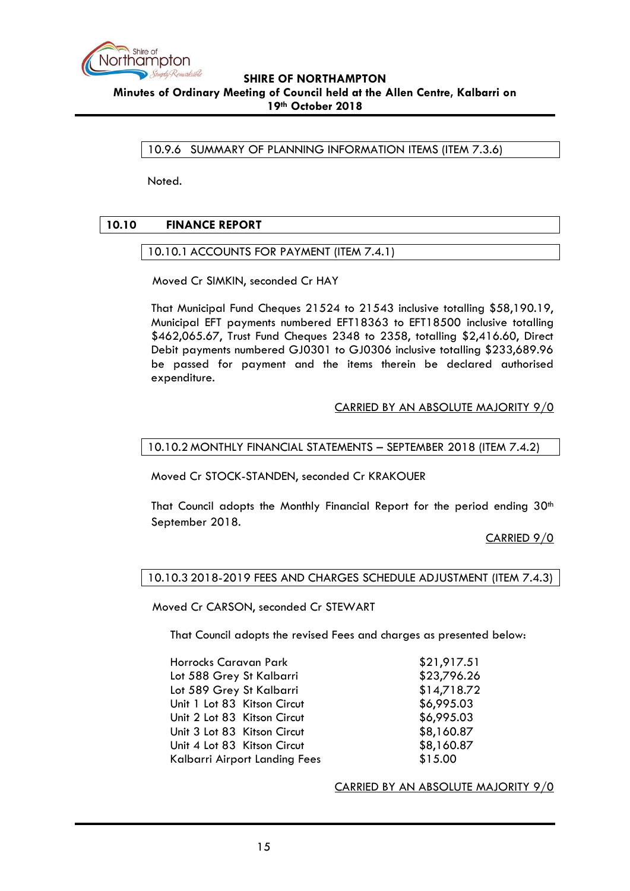### 10.9.6 SUMMARY OF PLANNING INFORMATION ITEMS (ITEM 7.3.6)

Noted.

## 10.10 FINANCE REPORT

### 10.10.1 ACCOUNTS FOR PAYMENT (ITEM 7.4.1)

Moved Cr SIMKIN, seconded Cr HAY

That Municipal Fund Cheques 21524 to 21543 inclusive totalling $58,190.19, Municipal EFT payments numbered EFT18363 to EFT18500 inclusive totalling $462,065.67, Trust Fund Cheques 2348 to 2358, totalling $2,416.60, Direct Debit payments numbered GJ0301 to GJ0306 inclusive totalling $233,689.96 be passed for payment and the items therein be declared authorised expenditure.

CARRIED BY AN ABSOLUTE MAJORITY 9/0

### 10.10.2 MONTHLY FINANCIAL STATEMENTS – SEPTEMBER 2018 (ITEM 7.4.2)

Moved Cr STOCK-STANDEN, seconded Cr KRAKOUER

That Council adopts the Monthly Financial Report for the period ending 30th September 2018.

CARRIED 9/0

### 10.10.3 2018-2019 FEES AND CHARGES SCHEDULE ADJUSTMENT (ITEM 7.4.3)

Moved Cr CARSON, seconded Cr STEWART

That Council adopts the revised Fees and charges as presented below:

| | |
|---|---|
| Horrocks Caravan Park | $21,917.51 |
| Lot 588 Grey St Kalbarri | $23,796.26 |
| Lot 589 Grey St Kalbarri | $14,718.72 |
| Unit 1 Lot 83 Kitson Circut | $6,995.03 |
| Unit 2 Lot 83 Kitson Circut | $6,995.03 |
| Unit 3 Lot 83 Kitson Circut | $8,160.87 |
| Unit 4 Lot 83 Kitson Circut | $8,160.87 |
| Kalbarri Airport Landing Fees | $15.00 |

CARRIED BY AN ABSOLUTE MAJORITY 9/0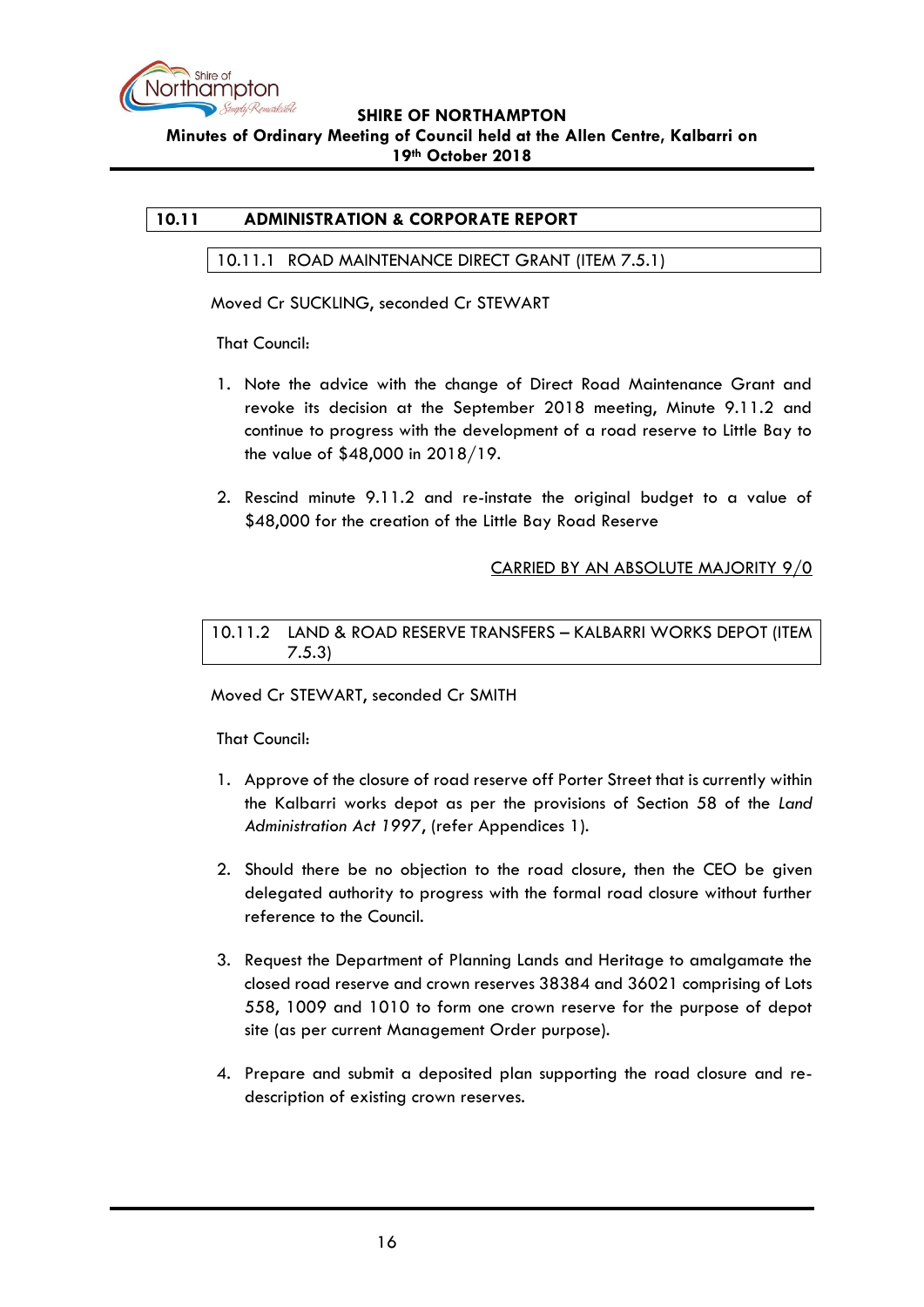## 10.11 ADMINISTRATION & CORPORATE REPORT

### 10.11.1 ROAD MAINTENANCE DIRECT GRANT (ITEM 7.5.1)

Moved Cr SUCKLING, seconded Cr STEWART

That Council:

1. Note the advice with the change of Direct Road Maintenance Grant and revoke its decision at the September 2018 meeting, Minute 9.11.2 and continue to progress with the development of a road reserve to Little Bay to the value of $48,000 in 2018/19.

2. Rescind minute 9.11.2 and re-instate the original budget to a value of $48,000 for the creation of the Little Bay Road Reserve

CARRIED BY AN ABSOLUTE MAJORITY 9/0

### 10.11.2 LAND & ROAD RESERVE TRANSFERS – KALBARRI WORKS DEPOT (ITEM 7.5.3)

Moved Cr STEWART, seconded Cr SMITH

That Council:

1. Approve of the closure of road reserve off Porter Street that is currently within the Kalbarri works depot as per the provisions of Section 58 of the *Land Administration Act 1997*, (refer Appendices 1).

2. Should there be no objection to the road closure, then the CEO be given delegated authority to progress with the formal road closure without further reference to the Council.

3. Request the Department of Planning Lands and Heritage to amalgamate the closed road reserve and crown reserves 38384 and 36021 comprising of Lots 558, 1009 and 1010 to form one crown reserve for the purpose of depot site (as per current Management Order purpose).

4. Prepare and submit a deposited plan supporting the road closure and re-description of existing crown reserves.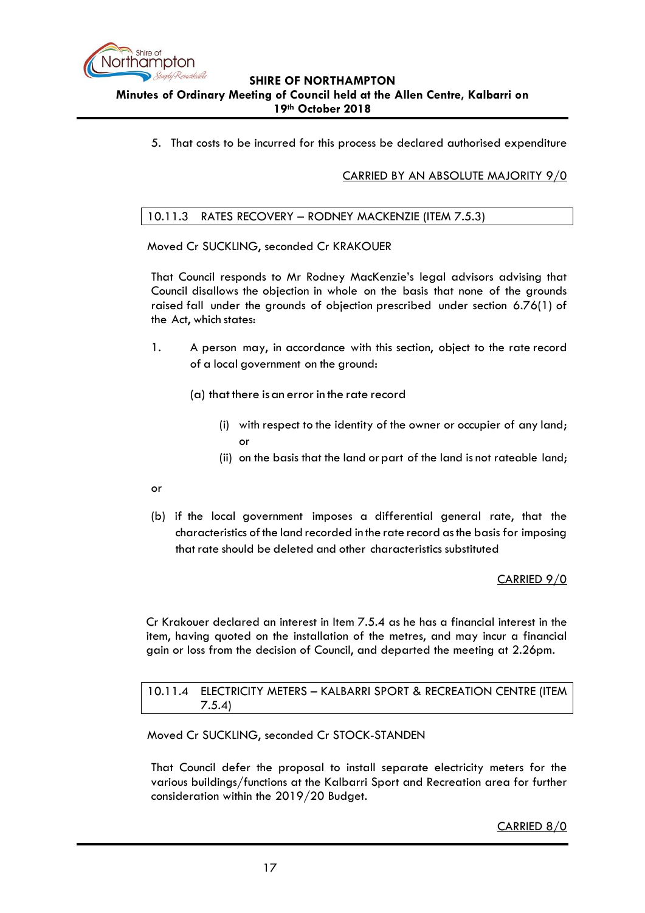5. That costs to be incurred for this process be declared authorised expenditure

<u>CARRIED BY AN ABSOLUTE MAJORITY 9/0</u>

### 10.11.3 RATES RECOVERY – RODNEY MACKENZIE (ITEM 7.5.3)

Moved Cr SUCKLING, seconded Cr KRAKOUER

That Council responds to Mr Rodney MacKenzie's legal advisors advising that Council disallows the objection in whole on the basis that none of the grounds raised fall under the grounds of objection prescribed under section 6.76(1) of the Act, which states:

1. A person may, in accordance with this section, object to the rate record of a local government on the ground:

   (a) that there is an error in the rate record

   - (i) with respect to the identity of the owner or occupier of any land; or
   - (ii) on the basis that the land or part of the land is not rateable land;

or

(b) if the local government imposes a differential general rate, that the characteristics of the land recorded in the rate record as the basis for imposing that rate should be deleted and other characteristics substituted

<u>CARRIED 9/0</u>

Cr Krakouer declared an interest in Item 7.5.4 as he has a financial interest in the item, having quoted on the installation of the metres, and may incur a financial gain or loss from the decision of Council, and departed the meeting at 2.26pm.

### 10.11.4 ELECTRICITY METERS – KALBARRI SPORT & RECREATION CENTRE (ITEM 7.5.4)

Moved Cr SUCKLING, seconded Cr STOCK-STANDEN

That Council defer the proposal to install separate electricity meters for the various buildings/functions at the Kalbarri Sport and Recreation area for further consideration within the 2019/20 Budget.

<u>CARRIED 8/0</u>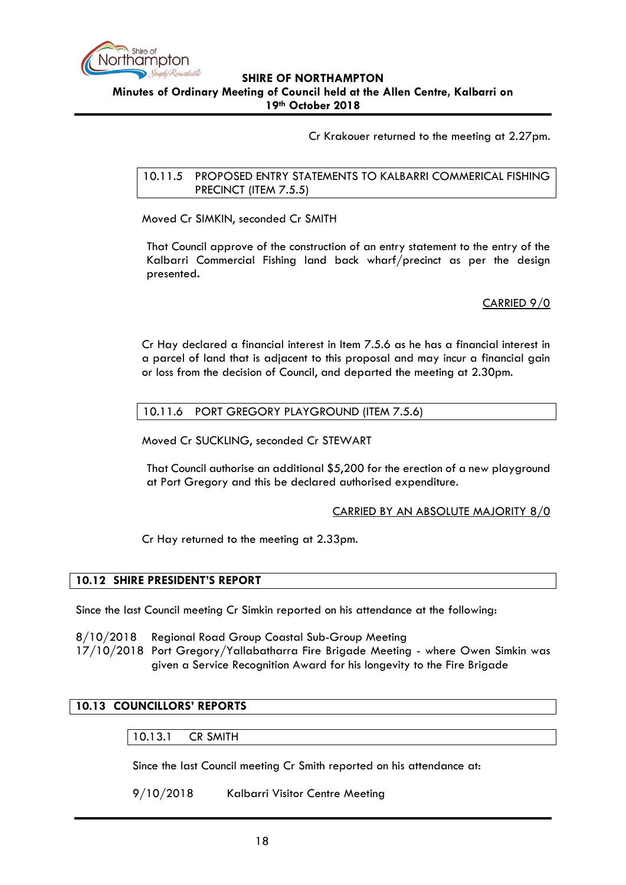Cr Krakouer returned to the meeting at 2.27pm.

### 10.11.5 PROPOSED ENTRY STATEMENTS TO KALBARRI COMMERICAL FISHING PRECINCT (ITEM 7.5.5)

Moved Cr SIMKIN, seconded Cr SMITH

That Council approve of the construction of an entry statement to the entry of the Kalbarri Commercial Fishing land back wharf/precinct as per the design presented.

CARRIED 9/0

Cr Hay declared a financial interest in Item 7.5.6 as he has a financial interest in a parcel of land that is adjacent to this proposal and may incur a financial gain or loss from the decision of Council, and departed the meeting at 2.30pm.

### 10.11.6 PORT GREGORY PLAYGROUND (ITEM 7.5.6)

Moved Cr SUCKLING, seconded Cr STEWART

That Council authorise an additional $5,200 for the erection of a new playground at Port Gregory and this be declared authorised expenditure.

CARRIED BY AN ABSOLUTE MAJORITY 8/0

Cr Hay returned to the meeting at 2.33pm.

## 10.12 SHIRE PRESIDENT'S REPORT

Since the last Council meeting Cr Simkin reported on his attendance at the following:

8/10/2018 Regional Road Group Coastal Sub-Group Meeting
17/10/2018 Port Gregory/Yallabatharra Fire Brigade Meeting - where Owen Simkin was given a Service Recognition Award for his longevity to the Fire Brigade

## 10.13 COUNCILLORS' REPORTS

### 10.13.1 CR SMITH

Since the last Council meeting Cr Smith reported on his attendance at:

9/10/2018 Kalbarri Visitor Centre Meeting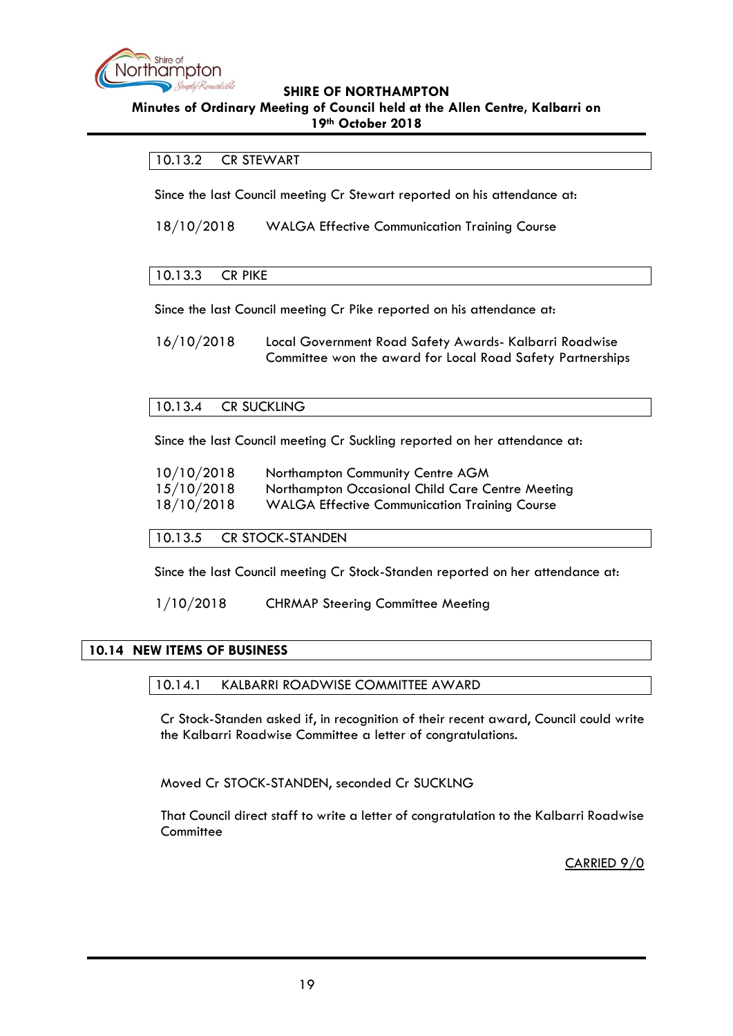### 10.13.2 CR STEWART

Since the last Council meeting Cr Stewart reported on his attendance at:

18/10/2018 WALGA Effective Communication Training Course

### 10.13.3 CR PIKE

Since the last Council meeting Cr Pike reported on his attendance at:

16/10/2018 Local Government Road Safety Awards- Kalbarri Roadwise Committee won the award for Local Road Safety Partnerships

### 10.13.4 CR SUCKLING

Since the last Council meeting Cr Suckling reported on her attendance at:

10/10/2018 Northampton Community Centre AGM
15/10/2018 Northampton Occasional Child Care Centre Meeting
18/10/2018 WALGA Effective Communication Training Course

### 10.13.5 CR STOCK-STANDEN

Since the last Council meeting Cr Stock-Standen reported on her attendance at:

1/10/2018 CHRMAP Steering Committee Meeting

## 10.14 NEW ITEMS OF BUSINESS

### 10.14.1 KALBARRI ROADWISE COMMITTEE AWARD

Cr Stock-Standen asked if, in recognition of their recent award, Council could write the Kalbarri Roadwise Committee a letter of congratulations.

Moved Cr STOCK-STANDEN, seconded Cr SUCKLNG

That Council direct staff to write a letter of congratulation to the Kalbarri Roadwise Committee

CARRIED 9/0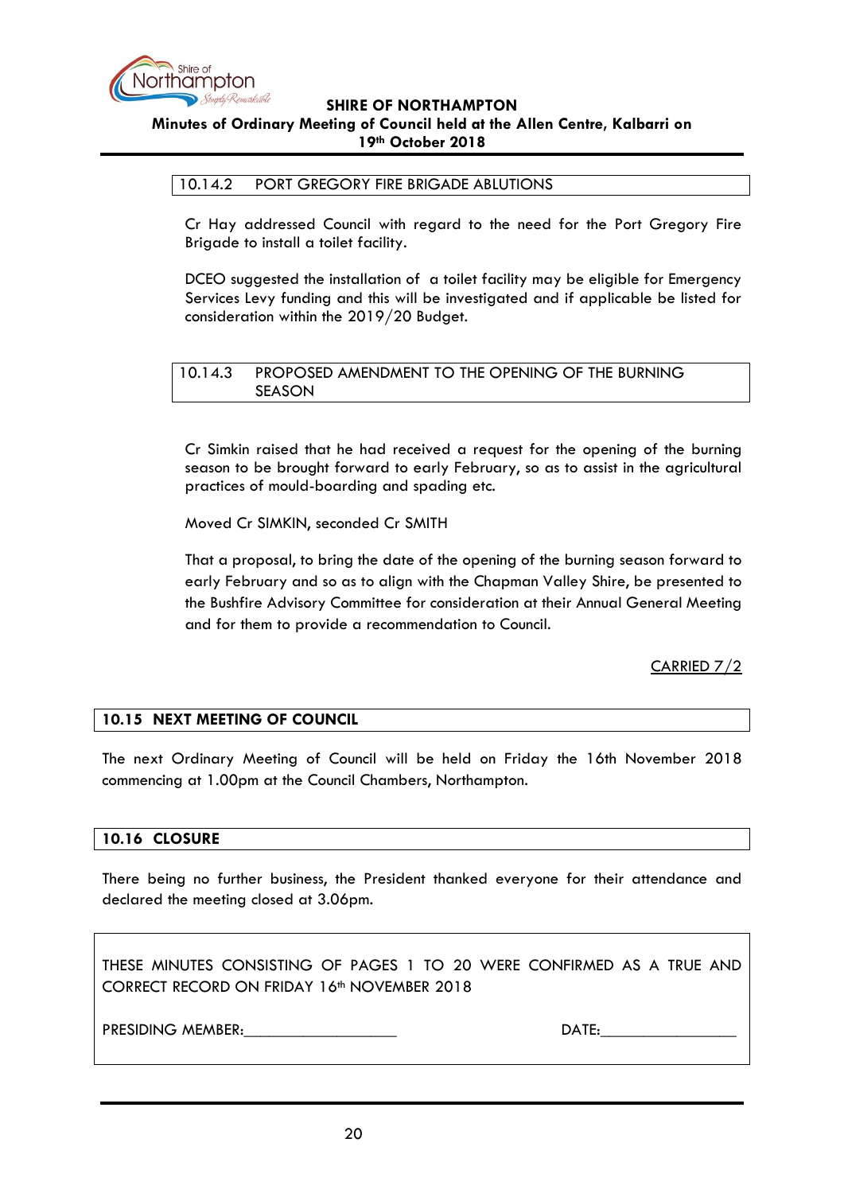### 10.14.2 PORT GREGORY FIRE BRIGADE ABLUTIONS

Cr Hay addressed Council with regard to the need for the Port Gregory Fire Brigade to install a toilet facility.

DCEO suggested the installation of a toilet facility may be eligible for Emergency Services Levy funding and this will be investigated and if applicable be listed for consideration within the 2019/20 Budget.

### 10.14.3 PROPOSED AMENDMENT TO THE OPENING OF THE BURNING SEASON

Cr Simkin raised that he had received a request for the opening of the burning season to be brought forward to early February, so as to assist in the agricultural practices of mould-boarding and spading etc.

Moved Cr SIMKIN, seconded Cr SMITH

That a proposal, to bring the date of the opening of the burning season forward to early February and so as to align with the Chapman Valley Shire, be presented to the Bushfire Advisory Committee for consideration at their Annual General Meeting and for them to provide a recommendation to Council.

CARRIED 7/2

## 10.15 NEXT MEETING OF COUNCIL

The next Ordinary Meeting of Council will be held on Friday the 16th November 2018 commencing at 1.00pm at the Council Chambers, Northampton.

## 10.16 CLOSURE

There being no further business, the President thanked everyone for their attendance and declared the meeting closed at 3.06pm.

THESE MINUTES CONSISTING OF PAGES 1 TO 20 WERE CONFIRMED AS A TRUE AND CORRECT RECORD ON FRIDAY 16th NOVEMBER 2018

PRESIDING MEMBER:__________________ DATE:________________